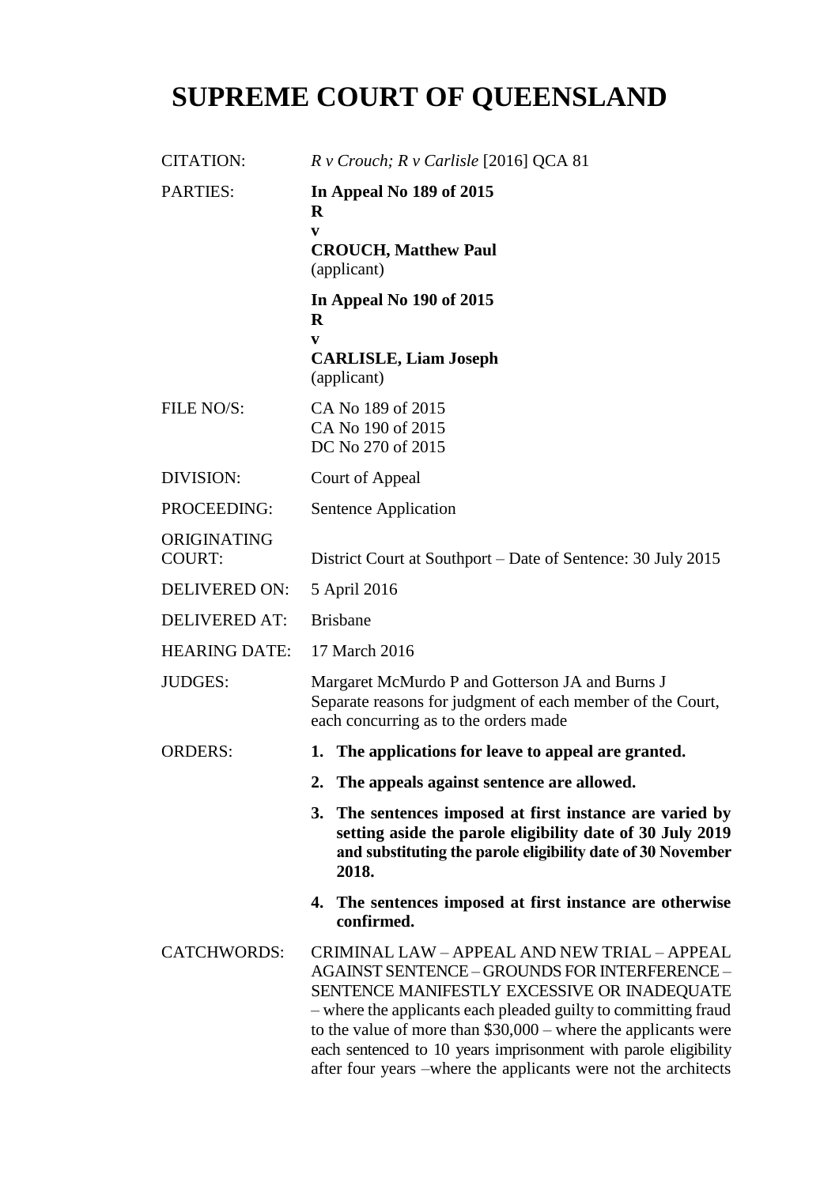# SUPREME COURT OF QUEENSLAND

| | |
|---|---|
| CITATION: | *R v Crouch; R v Carlisle* [2016] QCA 81 |
| PARTIES: | **In Appeal No 189 of 2015**<br>**R**<br>**v**<br>**CROUCH, Matthew Paul**<br>(applicant)<br><br>**In Appeal No 190 of 2015**<br>**R**<br>**v**<br>**CARLISLE, Liam Joseph**<br>(applicant) |
| FILE NO/S: | CA No 189 of 2015<br>CA No 190 of 2015<br>DC No 270 of 2015 |
| DIVISION: | Court of Appeal |
| PROCEEDING: | Sentence Application |
| ORIGINATING COURT: | District Court at Southport – Date of Sentence: 30 July 2015 |
| DELIVERED ON: | 5 April 2016 |
| DELIVERED AT: | Brisbane |
| HEARING DATE: | 17 March 2016 |
| JUDGES: | Margaret McMurdo P and Gotterson JA and Burns J<br>Separate reasons for judgment of each member of the Court, each concurring as to the orders made |
| ORDERS: | **1. The applications for leave to appeal are granted.**<br>**2. The appeals against sentence are allowed.**<br>**3. The sentences imposed at first instance are varied by setting aside the parole eligibility date of 30 July 2019 and substituting the parole eligibility date of 30 November 2018.**<br>**4. The sentences imposed at first instance are otherwise confirmed.** |
| CATCHWORDS: | CRIMINAL LAW – APPEAL AND NEW TRIAL – APPEAL AGAINST SENTENCE – GROUNDS FOR INTERFERENCE – SENTENCE MANIFESTLY EXCESSIVE OR INADEQUATE – where the applicants each pleaded guilty to committing fraud to the value of more than $30,000 – where the applicants were each sentenced to 10 years imprisonment with parole eligibility after four years –where the applicants were not the architects |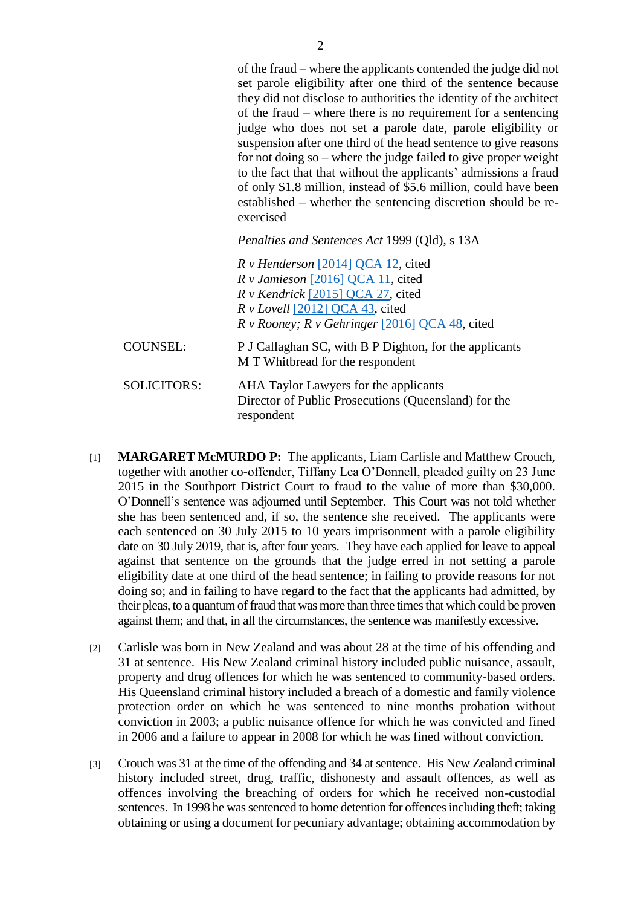of the fraud – where the applicants contended the judge did not set parole eligibility after one third of the sentence because they did not disclose to authorities the identity of the architect of the fraud – where there is no requirement for a sentencing judge who does not set a parole date, parole eligibility or suspension after one third of the head sentence to give reasons for not doing so – where the judge failed to give proper weight to the fact that that without the applicants' admissions a fraud of only $1.8 million, instead of $5.6 million, could have been established – whether the sentencing discretion should be re-exercised

*Penalties and Sentences Act* 1999 (Qld), s 13A

*R v Henderson* [2014] QCA 12, cited
*R v Jamieson* [2016] QCA 11, cited
*R v Kendrick* [2015] QCA 27, cited
*R v Lovell* [2012] QCA 43, cited
*R v Rooney; R v Gehringer* [2016] QCA 48, cited

COUNSEL: P J Callaghan SC, with B P Dighton, for the applicants
M T Whitbread for the respondent

SOLICITORS: AHA Taylor Lawyers for the applicants
Director of Public Prosecutions (Queensland) for the respondent

[1] **MARGARET McMURDO P:** The applicants, Liam Carlisle and Matthew Crouch, together with another co-offender, Tiffany Lea O'Donnell, pleaded guilty on 23 June 2015 in the Southport District Court to fraud to the value of more than $30,000. O'Donnell's sentence was adjourned until September. This Court was not told whether she has been sentenced and, if so, the sentence she received. The applicants were each sentenced on 30 July 2015 to 10 years imprisonment with a parole eligibility date on 30 July 2019, that is, after four years. They have each applied for leave to appeal against that sentence on the grounds that the judge erred in not setting a parole eligibility date at one third of the head sentence; in failing to provide reasons for not doing so; and in failing to have regard to the fact that the applicants had admitted, by their pleas, to a quantum of fraud that was more than three times that which could be proven against them; and that, in all the circumstances, the sentence was manifestly excessive.

[2] Carlisle was born in New Zealand and was about 28 at the time of his offending and 31 at sentence. His New Zealand criminal history included public nuisance, assault, property and drug offences for which he was sentenced to community-based orders. His Queensland criminal history included a breach of a domestic and family violence protection order on which he was sentenced to nine months probation without conviction in 2003; a public nuisance offence for which he was convicted and fined in 2006 and a failure to appear in 2008 for which he was fined without conviction.

[3] Crouch was 31 at the time of the offending and 34 at sentence. His New Zealand criminal history included street, drug, traffic, dishonesty and assault offences, as well as offences involving the breaching of orders for which he received non-custodial sentences. In 1998 he was sentenced to home detention for offences including theft; taking obtaining or using a document for pecuniary advantage; obtaining accommodation by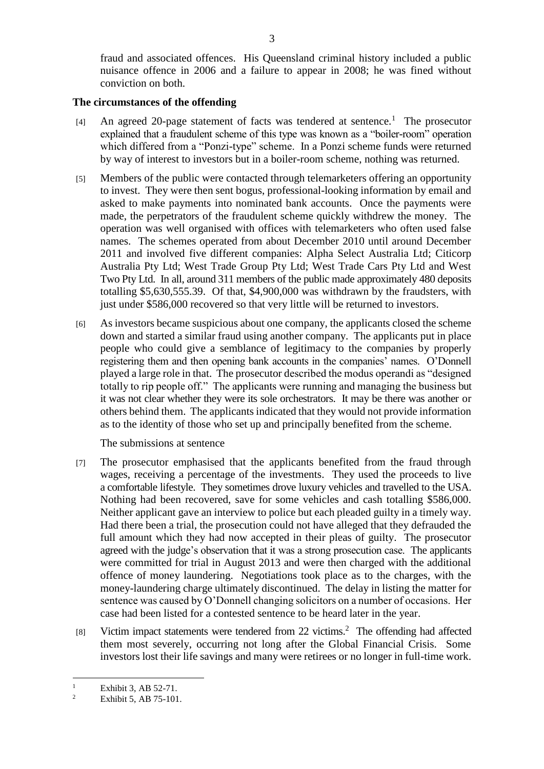fraud and associated offences. His Queensland criminal history included a public nuisance offence in 2006 and a failure to appear in 2008; he was fined without conviction on both.

### The circumstances of the offending

[4] An agreed 20-page statement of facts was tendered at sentence.[1] The prosecutor explained that a fraudulent scheme of this type was known as a "boiler-room" operation which differed from a "Ponzi-type" scheme. In a Ponzi scheme funds were returned by way of interest to investors but in a boiler-room scheme, nothing was returned.

[5] Members of the public were contacted through telemarketers offering an opportunity to invest. They were then sent bogus, professional-looking information by email and asked to make payments into nominated bank accounts. Once the payments were made, the perpetrators of the fraudulent scheme quickly withdrew the money. The operation was well organised with offices with telemarketers who often used false names. The schemes operated from about December 2010 until around December 2011 and involved five different companies: Alpha Select Australia Ltd; Citicorp Australia Pty Ltd; West Trade Group Pty Ltd; West Trade Cars Pty Ltd and West Two Pty Ltd. In all, around 311 members of the public made approximately 480 deposits totalling $5,630,555.39. Of that, $4,900,000 was withdrawn by the fraudsters, with just under $586,000 recovered so that very little will be returned to investors.

[6] As investors became suspicious about one company, the applicants closed the scheme down and started a similar fraud using another company. The applicants put in place people who could give a semblance of legitimacy to the companies by properly registering them and then opening bank accounts in the companies' names. O'Donnell played a large role in that. The prosecutor described the modus operandi as "designed totally to rip people off." The applicants were running and managing the business but it was not clear whether they were its sole orchestrators. It may be there was another or others behind them. The applicants indicated that they would not provide information as to the identity of those who set up and principally benefited from the scheme.

The submissions at sentence

[7] The prosecutor emphasised that the applicants benefited from the fraud through wages, receiving a percentage of the investments. They used the proceeds to live a comfortable lifestyle. They sometimes drove luxury vehicles and travelled to the USA. Nothing had been recovered, save for some vehicles and cash totalling $586,000. Neither applicant gave an interview to police but each pleaded guilty in a timely way. Had there been a trial, the prosecution could not have alleged that they defrauded the full amount which they had now accepted in their pleas of guilty. The prosecutor agreed with the judge's observation that it was a strong prosecution case. The applicants were committed for trial in August 2013 and were then charged with the additional offence of money laundering. Negotiations took place as to the charges, with the money-laundering charge ultimately discontinued. The delay in listing the matter for sentence was caused by O'Donnell changing solicitors on a number of occasions. Her case had been listed for a contested sentence to be heard later in the year.

[8] Victim impact statements were tendered from 22 victims.[2] The offending had affected them most severely, occurring not long after the Global Financial Crisis. Some investors lost their life savings and many were retirees or no longer in full-time work.

---

[1] Exhibit 3, AB 52-71.

[2] Exhibit 5, AB 75-101.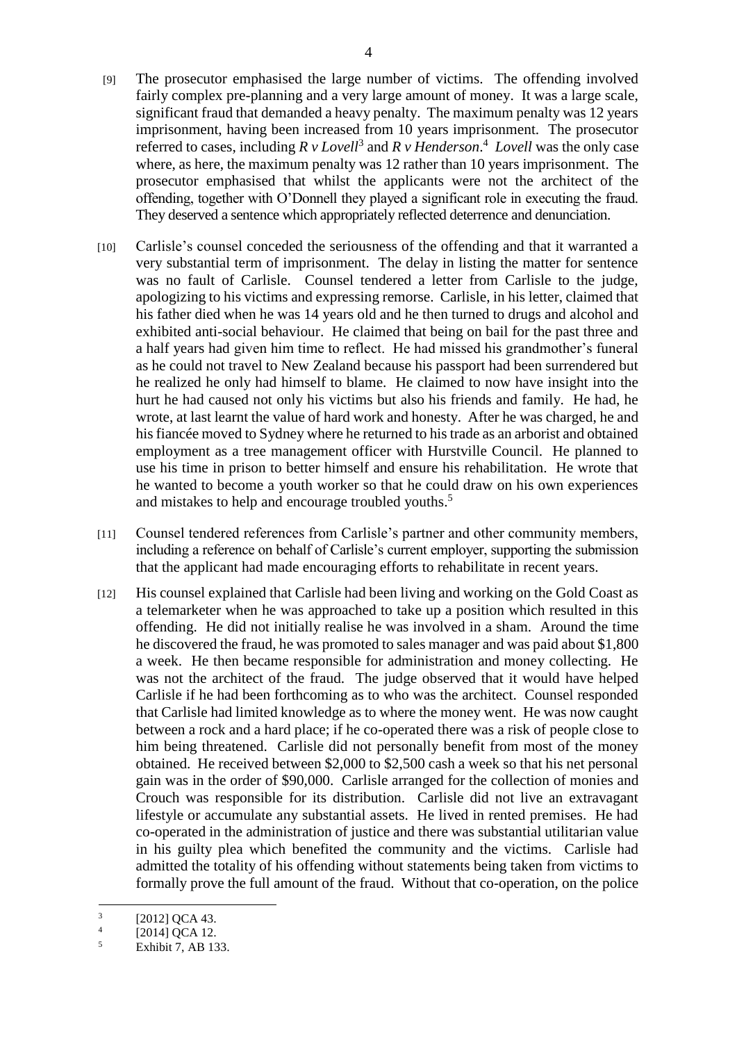[9] The prosecutor emphasised the large number of victims. The offending involved fairly complex pre-planning and a very large amount of money. It was a large scale, significant fraud that demanded a heavy penalty. The maximum penalty was 12 years imprisonment, having been increased from 10 years imprisonment. The prosecutor referred to cases, including *R v Lovell*[3] and *R v Henderson*.[4] *Lovell* was the only case where, as here, the maximum penalty was 12 rather than 10 years imprisonment. The prosecutor emphasised that whilst the applicants were not the architect of the offending, together with O'Donnell they played a significant role in executing the fraud. They deserved a sentence which appropriately reflected deterrence and denunciation.

[10] Carlisle's counsel conceded the seriousness of the offending and that it warranted a very substantial term of imprisonment. The delay in listing the matter for sentence was no fault of Carlisle. Counsel tendered a letter from Carlisle to the judge, apologizing to his victims and expressing remorse. Carlisle, in his letter, claimed that his father died when he was 14 years old and he then turned to drugs and alcohol and exhibited anti-social behaviour. He claimed that being on bail for the past three and a half years had given him time to reflect. He had missed his grandmother's funeral as he could not travel to New Zealand because his passport had been surrendered but he realized he only had himself to blame. He claimed to now have insight into the hurt he had caused not only his victims but also his friends and family. He had, he wrote, at last learnt the value of hard work and honesty. After he was charged, he and his fiancée moved to Sydney where he returned to his trade as an arborist and obtained employment as a tree management officer with Hurstville Council. He planned to use his time in prison to better himself and ensure his rehabilitation. He wrote that he wanted to become a youth worker so that he could draw on his own experiences and mistakes to help and encourage troubled youths.[5]

[11] Counsel tendered references from Carlisle's partner and other community members, including a reference on behalf of Carlisle's current employer, supporting the submission that the applicant had made encouraging efforts to rehabilitate in recent years.

[12] His counsel explained that Carlisle had been living and working on the Gold Coast as a telemarketer when he was approached to take up a position which resulted in this offending. He did not initially realise he was involved in a sham. Around the time he discovered the fraud, he was promoted to sales manager and was paid about $1,800 a week. He then became responsible for administration and money collecting. He was not the architect of the fraud. The judge observed that it would have helped Carlisle if he had been forthcoming as to who was the architect. Counsel responded that Carlisle had limited knowledge as to where the money went. He was now caught between a rock and a hard place; if he co-operated there was a risk of people close to him being threatened. Carlisle did not personally benefit from most of the money obtained. He received between $2,000 to $2,500 cash a week so that his net personal gain was in the order of $90,000. Carlisle arranged for the collection of monies and Crouch was responsible for its distribution. Carlisle did not live an extravagant lifestyle or accumulate any substantial assets. He lived in rented premises. He had co-operated in the administration of justice and there was substantial utilitarian value in his guilty plea which benefited the community and the victims. Carlisle had admitted the totality of his offending without statements being taken from victims to formally prove the full amount of the fraud. Without that co-operation, on the police

---

[3] [2012] QCA 43.

[4] [2014] QCA 12.

[5] Exhibit 7, AB 133.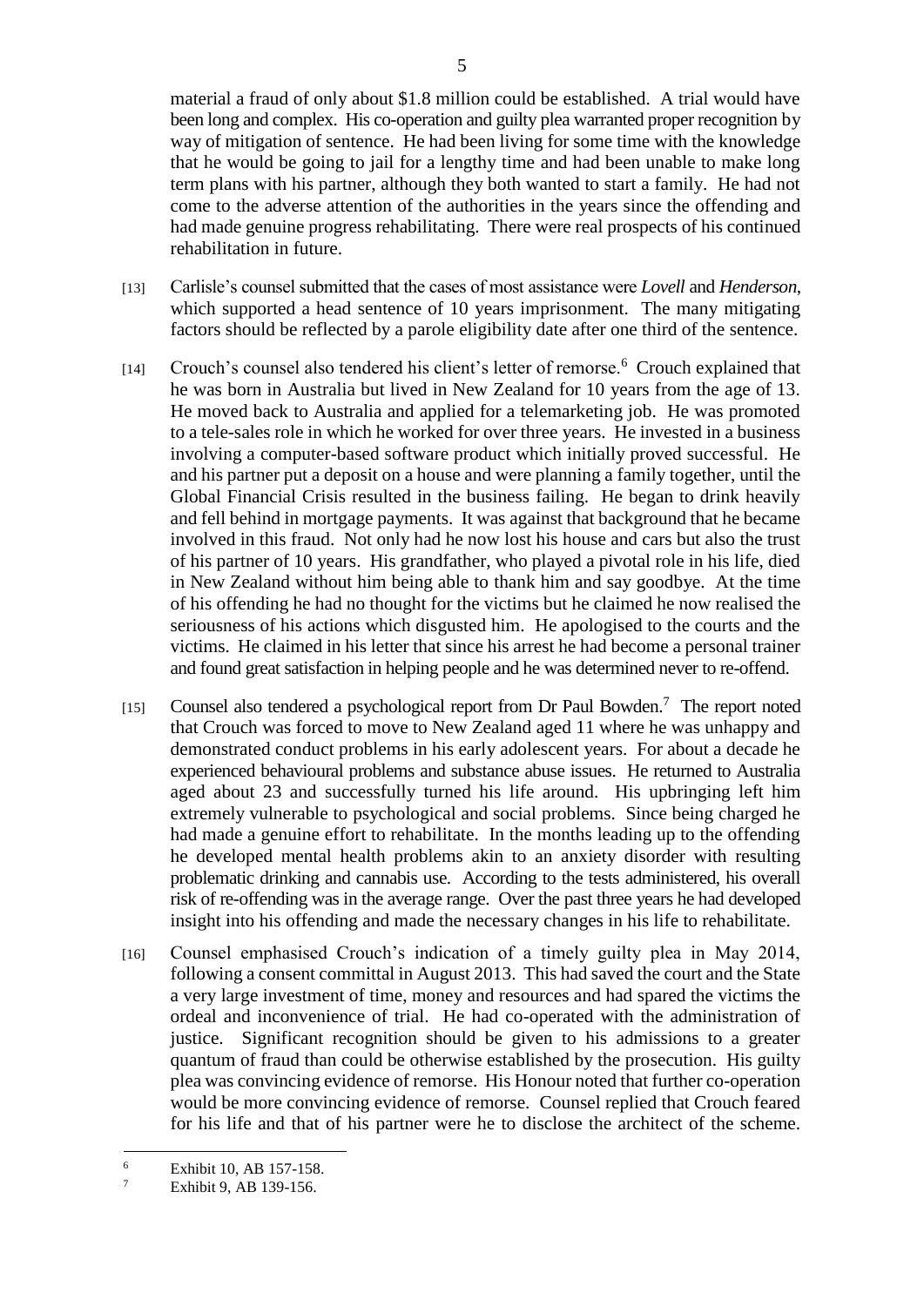material a fraud of only about $1.8 million could be established. A trial would have been long and complex. His co-operation and guilty plea warranted proper recognition by way of mitigation of sentence. He had been living for some time with the knowledge that he would be going to jail for a lengthy time and had been unable to make long term plans with his partner, although they both wanted to start a family. He had not come to the adverse attention of the authorities in the years since the offending and had made genuine progress rehabilitating. There were real prospects of his continued rehabilitation in future.

[13] Carlisle's counsel submitted that the cases of most assistance were *Lovell* and *Henderson*, which supported a head sentence of 10 years imprisonment. The many mitigating factors should be reflected by a parole eligibility date after one third of the sentence.

[14] Crouch's counsel also tendered his client's letter of remorse.[6] Crouch explained that he was born in Australia but lived in New Zealand for 10 years from the age of 13. He moved back to Australia and applied for a telemarketing job. He was promoted to a tele-sales role in which he worked for over three years. He invested in a business involving a computer-based software product which initially proved successful. He and his partner put a deposit on a house and were planning a family together, until the Global Financial Crisis resulted in the business failing. He began to drink heavily and fell behind in mortgage payments. It was against that background that he became involved in this fraud. Not only had he now lost his house and cars but also the trust of his partner of 10 years. His grandfather, who played a pivotal role in his life, died in New Zealand without him being able to thank him and say goodbye. At the time of his offending he had no thought for the victims but he claimed he now realised the seriousness of his actions which disgusted him. He apologised to the courts and the victims. He claimed in his letter that since his arrest he had become a personal trainer and found great satisfaction in helping people and he was determined never to re-offend.

[15] Counsel also tendered a psychological report from Dr Paul Bowden.[7] The report noted that Crouch was forced to move to New Zealand aged 11 where he was unhappy and demonstrated conduct problems in his early adolescent years. For about a decade he experienced behavioural problems and substance abuse issues. He returned to Australia aged about 23 and successfully turned his life around. His upbringing left him extremely vulnerable to psychological and social problems. Since being charged he had made a genuine effort to rehabilitate. In the months leading up to the offending he developed mental health problems akin to an anxiety disorder with resulting problematic drinking and cannabis use. According to the tests administered, his overall risk of re-offending was in the average range. Over the past three years he had developed insight into his offending and made the necessary changes in his life to rehabilitate.

[16] Counsel emphasised Crouch's indication of a timely guilty plea in May 2014, following a consent committal in August 2013. This had saved the court and the State a very large investment of time, money and resources and had spared the victims the ordeal and inconvenience of trial. He had co-operated with the administration of justice. Significant recognition should be given to his admissions to a greater quantum of fraud than could be otherwise established by the prosecution. His guilty plea was convincing evidence of remorse. His Honour noted that further co-operation would be more convincing evidence of remorse. Counsel replied that Crouch feared for his life and that of his partner were he to disclose the architect of the scheme.

---

[6] Exhibit 10, AB 157-158.

[7] Exhibit 9, AB 139-156.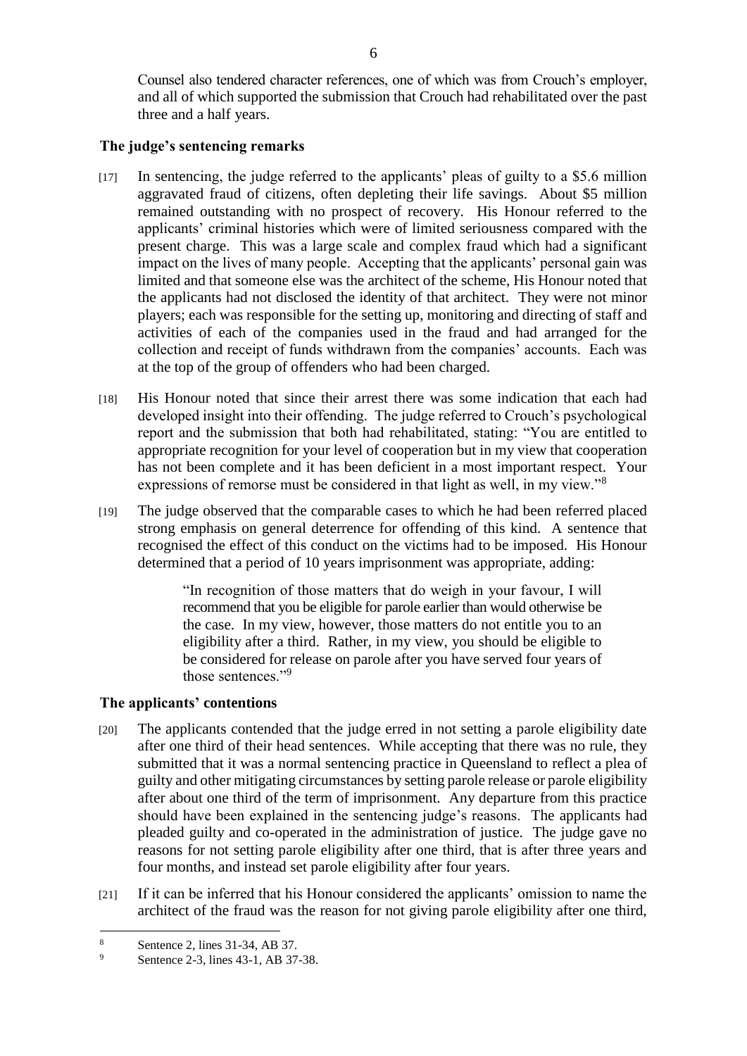Counsel also tendered character references, one of which was from Crouch's employer, and all of which supported the submission that Crouch had rehabilitated over the past three and a half years.

## The judge's sentencing remarks

[17] In sentencing, the judge referred to the applicants' pleas of guilty to a $5.6 million aggravated fraud of citizens, often depleting their life savings. About $5 million remained outstanding with no prospect of recovery. His Honour referred to the applicants' criminal histories which were of limited seriousness compared with the present charge. This was a large scale and complex fraud which had a significant impact on the lives of many people. Accepting that the applicants' personal gain was limited and that someone else was the architect of the scheme, His Honour noted that the applicants had not disclosed the identity of that architect. They were not minor players; each was responsible for the setting up, monitoring and directing of staff and activities of each of the companies used in the fraud and had arranged for the collection and receipt of funds withdrawn from the companies' accounts. Each was at the top of the group of offenders who had been charged.

[18] His Honour noted that since their arrest there was some indication that each had developed insight into their offending. The judge referred to Crouch's psychological report and the submission that both had rehabilitated, stating: "You are entitled to appropriate recognition for your level of cooperation but in my view that cooperation has not been complete and it has been deficient in a most important respect. Your expressions of remorse must be considered in that light as well, in my view."[8]

[19] The judge observed that the comparable cases to which he had been referred placed strong emphasis on general deterrence for offending of this kind. A sentence that recognised the effect of this conduct on the victims had to be imposed. His Honour determined that a period of 10 years imprisonment was appropriate, adding:

> "In recognition of those matters that do weigh in your favour, I will recommend that you be eligible for parole earlier than would otherwise be the case. In my view, however, those matters do not entitle you to an eligibility after a third. Rather, in my view, you should be eligible to be considered for release on parole after you have served four years of those sentences."[9]

## The applicants' contentions

[20] The applicants contended that the judge erred in not setting a parole eligibility date after one third of their head sentences. While accepting that there was no rule, they submitted that it was a normal sentencing practice in Queensland to reflect a plea of guilty and other mitigating circumstances by setting parole release or parole eligibility after about one third of the term of imprisonment. Any departure from this practice should have been explained in the sentencing judge's reasons. The applicants had pleaded guilty and co-operated in the administration of justice. The judge gave no reasons for not setting parole eligibility after one third, that is after three years and four months, and instead set parole eligibility after four years.

[21] If it can be inferred that his Honour considered the applicants' omission to name the architect of the fraud was the reason for not giving parole eligibility after one third,

---

[8] Sentence 2, lines 31-34, AB 37.

[9] Sentence 2-3, lines 43-1, AB 37-38.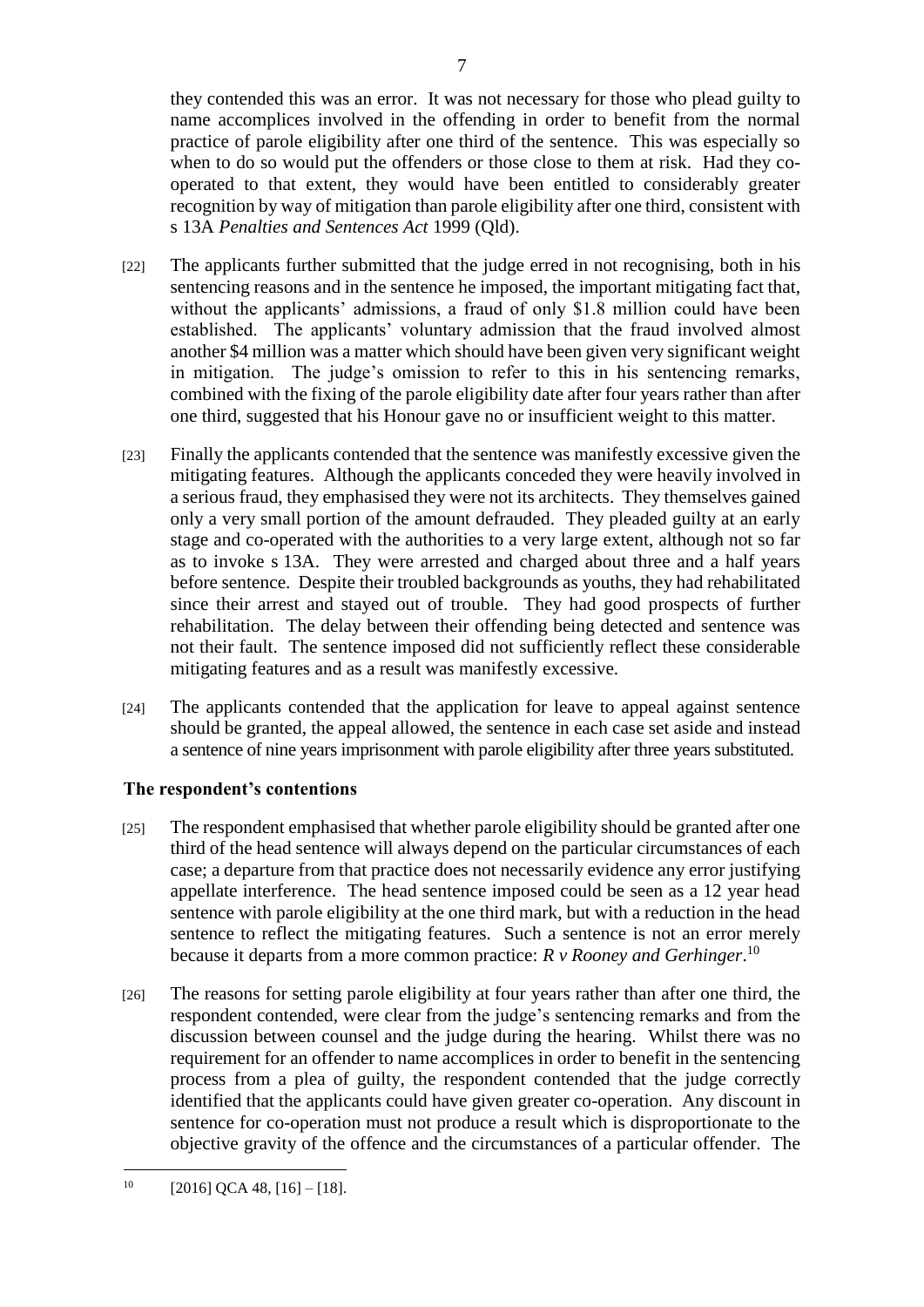they contended this was an error. It was not necessary for those who plead guilty to name accomplices involved in the offending in order to benefit from the normal practice of parole eligibility after one third of the sentence. This was especially so when to do so would put the offenders or those close to them at risk. Had they co-operated to that extent, they would have been entitled to considerably greater recognition by way of mitigation than parole eligibility after one third, consistent with s 13A *Penalties and Sentences Act* 1999 (Qld).

[22] The applicants further submitted that the judge erred in not recognising, both in his sentencing reasons and in the sentence he imposed, the important mitigating fact that, without the applicants' admissions, a fraud of only $1.8 million could have been established. The applicants' voluntary admission that the fraud involved almost another $4 million was a matter which should have been given very significant weight in mitigation. The judge's omission to refer to this in his sentencing remarks, combined with the fixing of the parole eligibility date after four years rather than after one third, suggested that his Honour gave no or insufficient weight to this matter.

[23] Finally the applicants contended that the sentence was manifestly excessive given the mitigating features. Although the applicants conceded they were heavily involved in a serious fraud, they emphasised they were not its architects. They themselves gained only a very small portion of the amount defrauded. They pleaded guilty at an early stage and co-operated with the authorities to a very large extent, although not so far as to invoke s 13A. They were arrested and charged about three and a half years before sentence. Despite their troubled backgrounds as youths, they had rehabilitated since their arrest and stayed out of trouble. They had good prospects of further rehabilitation. The delay between their offending being detected and sentence was not their fault. The sentence imposed did not sufficiently reflect these considerable mitigating features and as a result was manifestly excessive.

[24] The applicants contended that the application for leave to appeal against sentence should be granted, the appeal allowed, the sentence in each case set aside and instead a sentence of nine years imprisonment with parole eligibility after three years substituted.

## The respondent's contentions

[25] The respondent emphasised that whether parole eligibility should be granted after one third of the head sentence will always depend on the particular circumstances of each case; a departure from that practice does not necessarily evidence any error justifying appellate interference. The head sentence imposed could be seen as a 12 year head sentence with parole eligibility at the one third mark, but with a reduction in the head sentence to reflect the mitigating features. Such a sentence is not an error merely because it departs from a more common practice: *R v Rooney and Gerhinger*.[10]

[26] The reasons for setting parole eligibility at four years rather than after one third, the respondent contended, were clear from the judge's sentencing remarks and from the discussion between counsel and the judge during the hearing. Whilst there was no requirement for an offender to name accomplices in order to benefit in the sentencing process from a plea of guilty, the respondent contended that the judge correctly identified that the applicants could have given greater co-operation. Any discount in sentence for co-operation must not produce a result which is disproportionate to the objective gravity of the offence and the circumstances of a particular offender. The

---

[10] [2016] QCA 48, [16] – [18].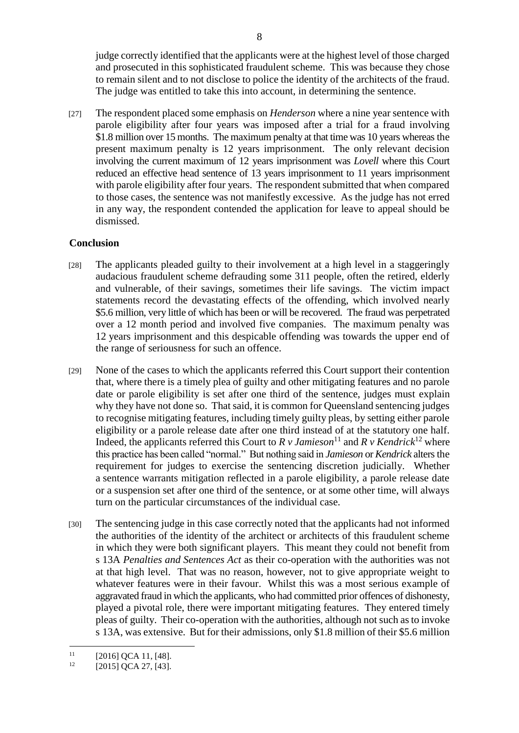judge correctly identified that the applicants were at the highest level of those charged and prosecuted in this sophisticated fraudulent scheme. This was because they chose to remain silent and to not disclose to police the identity of the architects of the fraud. The judge was entitled to take this into account, in determining the sentence.

[27] The respondent placed some emphasis on *Henderson* where a nine year sentence with parole eligibility after four years was imposed after a trial for a fraud involving $1.8 million over 15 months. The maximum penalty at that time was 10 years whereas the present maximum penalty is 12 years imprisonment. The only relevant decision involving the current maximum of 12 years imprisonment was *Lovell* where this Court reduced an effective head sentence of 13 years imprisonment to 11 years imprisonment with parole eligibility after four years. The respondent submitted that when compared to those cases, the sentence was not manifestly excessive. As the judge has not erred in any way, the respondent contended the application for leave to appeal should be dismissed.

## Conclusion

[28] The applicants pleaded guilty to their involvement at a high level in a staggeringly audacious fraudulent scheme defrauding some 311 people, often the retired, elderly and vulnerable, of their savings, sometimes their life savings. The victim impact statements record the devastating effects of the offending, which involved nearly $5.6 million, very little of which has been or will be recovered. The fraud was perpetrated over a 12 month period and involved five companies. The maximum penalty was 12 years imprisonment and this despicable offending was towards the upper end of the range of seriousness for such an offence.

[29] None of the cases to which the applicants referred this Court support their contention that, where there is a timely plea of guilty and other mitigating features and no parole date or parole eligibility is set after one third of the sentence, judges must explain why they have not done so. That said, it is common for Queensland sentencing judges to recognise mitigating features, including timely guilty pleas, by setting either parole eligibility or a parole release date after one third instead of at the statutory one half. Indeed, the applicants referred this Court to *R v Jamieson*[11] and *R v Kendrick*[12] where this practice has been called "normal." But nothing said in *Jamieson* or *Kendrick* alters the requirement for judges to exercise the sentencing discretion judicially. Whether a sentence warrants mitigation reflected in a parole eligibility, a parole release date or a suspension set after one third of the sentence, or at some other time, will always turn on the particular circumstances of the individual case.

[30] The sentencing judge in this case correctly noted that the applicants had not informed the authorities of the identity of the architect or architects of this fraudulent scheme in which they were both significant players. This meant they could not benefit from s 13A *Penalties and Sentences Act* as their co-operation with the authorities was not at that high level. That was no reason, however, not to give appropriate weight to whatever features were in their favour. Whilst this was a most serious example of aggravated fraud in which the applicants, who had committed prior offences of dishonesty, played a pivotal role, there were important mitigating features. They entered timely pleas of guilty. Their co-operation with the authorities, although not such as to invoke s 13A, was extensive. But for their admissions, only $1.8 million of their $5.6 million

[11] [2016] QCA 11, [48].

[12] [2015] QCA 27, [43].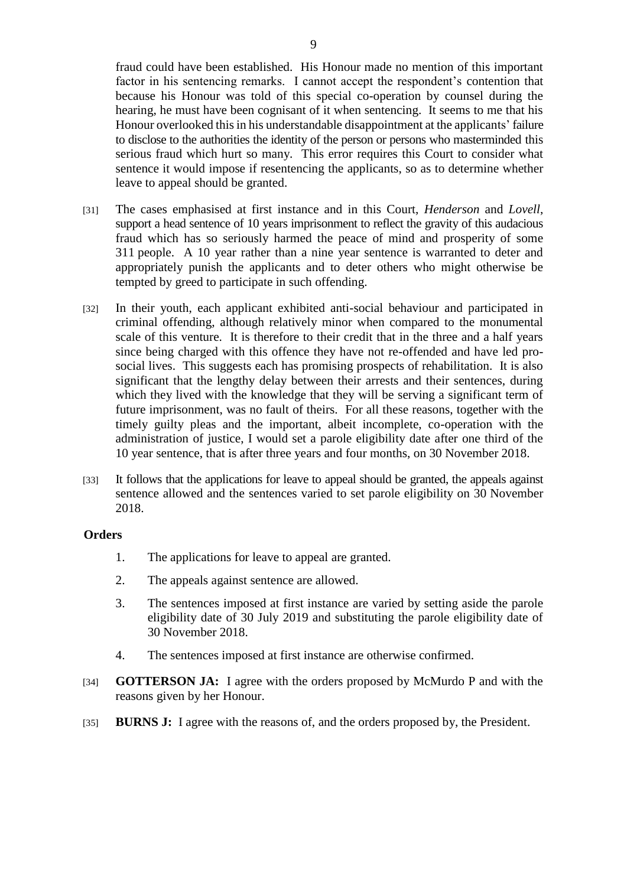fraud could have been established. His Honour made no mention of this important factor in his sentencing remarks. I cannot accept the respondent's contention that because his Honour was told of this special co-operation by counsel during the hearing, he must have been cognisant of it when sentencing. It seems to me that his Honour overlooked this in his understandable disappointment at the applicants' failure to disclose to the authorities the identity of the person or persons who masterminded this serious fraud which hurt so many. This error requires this Court to consider what sentence it would impose if resentencing the applicants, so as to determine whether leave to appeal should be granted.

[31] The cases emphasised at first instance and in this Court, *Henderson* and *Lovell*, support a head sentence of 10 years imprisonment to reflect the gravity of this audacious fraud which has so seriously harmed the peace of mind and prosperity of some 311 people. A 10 year rather than a nine year sentence is warranted to deter and appropriately punish the applicants and to deter others who might otherwise be tempted by greed to participate in such offending.

[32] In their youth, each applicant exhibited anti-social behaviour and participated in criminal offending, although relatively minor when compared to the monumental scale of this venture. It is therefore to their credit that in the three and a half years since being charged with this offence they have not re-offended and have led pro-social lives. This suggests each has promising prospects of rehabilitation. It is also significant that the lengthy delay between their arrests and their sentences, during which they lived with the knowledge that they will be serving a significant term of future imprisonment, was no fault of theirs. For all these reasons, together with the timely guilty pleas and the important, albeit incomplete, co-operation with the administration of justice, I would set a parole eligibility date after one third of the 10 year sentence, that is after three years and four months, on 30 November 2018.

[33] It follows that the applications for leave to appeal should be granted, the appeals against sentence allowed and the sentences varied to set parole eligibility on 30 November 2018.

**Orders**

1. The applications for leave to appeal are granted.
2. The appeals against sentence are allowed.
3. The sentences imposed at first instance are varied by setting aside the parole eligibility date of 30 July 2019 and substituting the parole eligibility date of 30 November 2018.
4. The sentences imposed at first instance are otherwise confirmed.

[34] **GOTTERSON JA:** I agree with the orders proposed by McMurdo P and with the reasons given by her Honour.

[35] **BURNS J:** I agree with the reasons of, and the orders proposed by, the President.